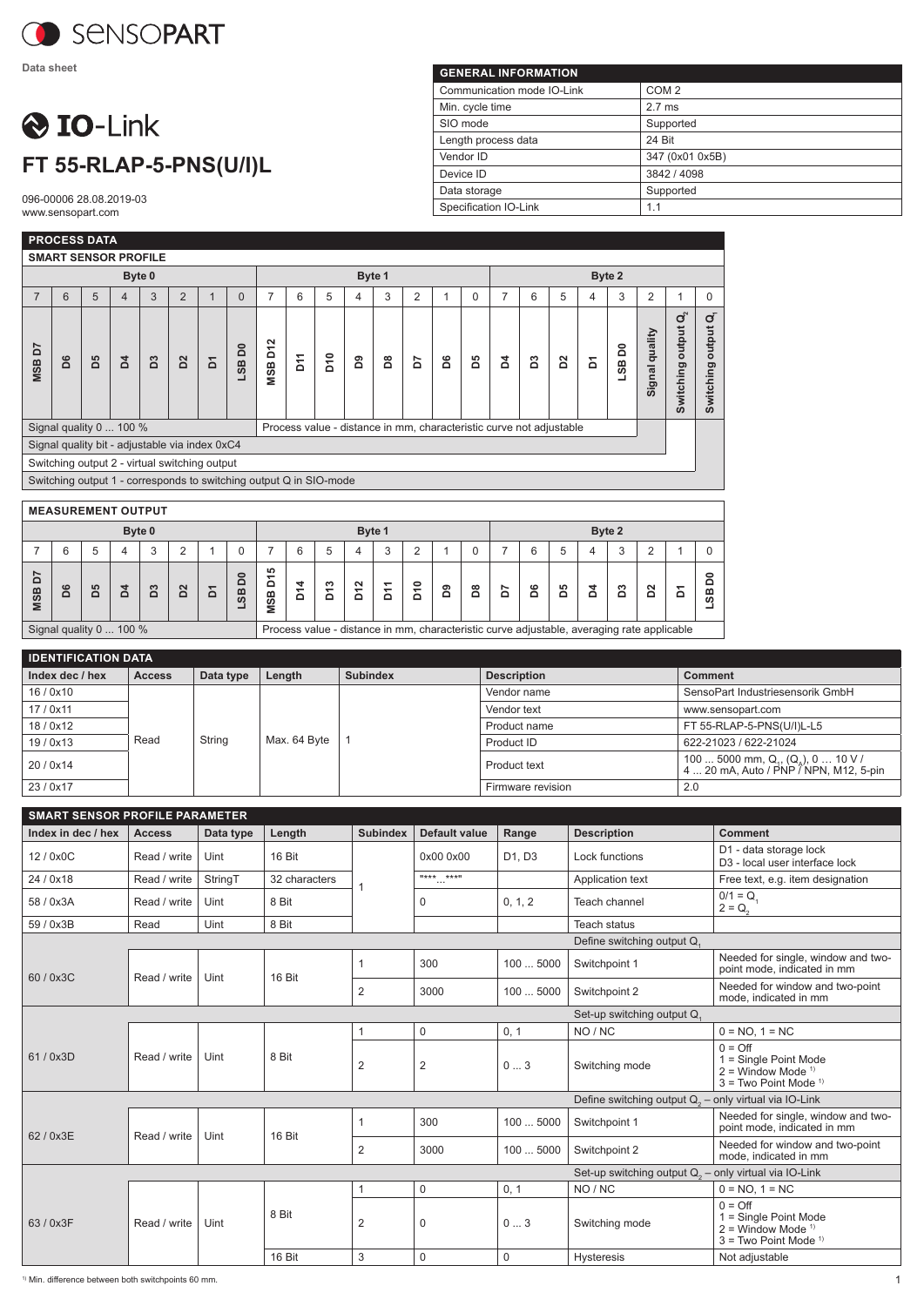SensoPart

Data sheet

# IO-Link

# FT 55-RLAP-5-PNS(U/I)L

096-00006 28.08.2019-03
www.sensopart.com

| GENERAL INFORMATION | |
|---|---|
| Communication mode IO-Link | COM 2 |
| Min. cycle time | 2.7 ms |
| SIO mode | Supported |
| Length process data | 24 Bit |
| Vendor ID | 347 (0x01 0x5B) |
| Device ID | 3842 / 4098 |
| Data storage | Supported |
| Specification IO-Link | 1.1 |

## PROCESS DATA

### SMART SENSOR PROFILE

| Byte 0 | | | | | | | | Byte 1 | | | | | | | | Byte 2 | | | | | | | |
|---|---|---|---|---|---|---|---|---|---|---|---|---|---|---|---|---|---|---|---|---|---|---|---|
| 7 | 6 | 5 | 4 | 3 | 2 | 1 | 0 | 7 | 6 | 5 | 4 | 3 | 2 | 1 | 0 | 7 | 6 | 5 | 4 | 3 | 2 | 1 | 0 |
| MSB D7 | D6 | D5 | D4 | D3 | D2 | D1 | LSB D0 | MSB D12 | D11 | D10 | D9 | D8 | D7 | D6 | D5 | D4 | D3 | D2 | D1 | LSB D0 | Signal quality | Switching output $Q_2$ | Switching output $Q_1$ |
| Signal quality 0 ... 100 % | | | | | | | | Process value - distance in mm, characteristic curve not adjustable | | | | | | | | | | | | | | | |

- Signal quality bit - adjustable via index 0xC4
- Switching output 2 - virtual switching output
- Switching output 1 - corresponds to switching output Q in SIO-mode

### MEASUREMENT OUTPUT

| Byte 0 | | | | | | | | Byte 1 | | | | | | | | Byte 2 | | | | | | | |
|---|---|---|---|---|---|---|---|---|---|---|---|---|---|---|---|---|---|---|---|---|---|---|---|
| 7 | 6 | 5 | 4 | 3 | 2 | 1 | 0 | 7 | 6 | 5 | 4 | 3 | 2 | 1 | 0 | 7 | 6 | 5 | 4 | 3 | 2 | 1 | 0 |
| MSB D7 | D6 | D5 | D4 | D3 | D2 | D1 | LSB D0 | MSB D15 | D14 | D13 | D12 | D11 | D10 | D9 | D8 | D7 | D6 | D5 | D4 | D3 | D2 | D1 | LSB D0 |
| Signal quality 0 ... 100 % | | | | | | | | Process value - distance in mm, characteristic curve adjustable, averaging rate applicable | | | | | | | | | | | | | | | |

## IDENTIFICATION DATA

| Index dec / hex | Access | Data type | Length | Subindex | Description | Comment |
|---|---|---|---|---|---|---|
| 16 / 0x10 | Read | String | Max. 64 Byte | 1 | Vendor name | SensoPart Industriesensorik GmbH |
| 17 / 0x11 | | | | | Vendor text | www.sensopart.com |
| 18 / 0x12 | | | | | Product name | FT 55-RLAP-5-PNS(U/I)L-L5 |
| 19 / 0x13 | | | | | Product ID | 622-21023 / 622-21024 |
| 20 / 0x14 | | | | | Product text | 100 ... 5000 mm, $Q_1$, ($Q_A$), 0 … 10 V / 4 ... 20 mA, Auto / PNP / NPN, M12, 5-pin |
| 23 / 0x17 | | | | | Firmware revision | 2.0 |

## SMART SENSOR PROFILE PARAMETER

| Index in dec / hex | Access | Data type | Length | Subindex | Default value | Range | Description | Comment |
|---|---|---|---|---|---|---|---|---|
| 12 / 0x0C | Read / write | Uint | 16 Bit | 1 | 0x00 0x00 | D1, D3 | Lock functions | D1 - data storage lock<br>D3 - local user interface lock |
| 24 / 0x18 | Read / write | StringT | 32 characters | | "***...***" | | Application text | Free text, e.g. item designation |
| 58 / 0x3A | Read / write | Uint | 8 Bit | | 0 | 0, 1, 2 | Teach channel | 0/1 = $Q_1$<br>2 = $Q_2$ |
| 59 / 0x3B | Read | Uint | 8 Bit | | | | Teach status | |
| | | | | | | | Define switching output $Q_1$ | |
| 60 / 0x3C | Read / write | Uint | 16 Bit | 1 | 300 | 100 ... 5000 | Switchpoint 1 | Needed for single, window and two-point mode, indicated in mm |
| | | | | 2 | 3000 | 100 ... 5000 | Switchpoint 2 | Needed for window and two-point mode, indicated in mm |
| | | | | | | | Set-up switching output $Q_1$ | |
| 61 / 0x3D | Read / write | Uint | 8 Bit | 1 | 0 | 0, 1 | NO / NC | 0 = NO, 1 = NC |
| | | | | 2 | 2 | 0 ... 3 | Switching mode | 0 = Off<br>1 = Single Point Mode<br>2 = Window Mode [1]<br>3 = Two Point Mode [1] |
| | | | | | | | Define switching output $Q_2$ – only virtual via IO-Link | |
| 62 / 0x3E | Read / write | Uint | 16 Bit | 1 | 300 | 100 ... 5000 | Switchpoint 1 | Needed for single, window and two-point mode, indicated in mm |
| | | | | 2 | 3000 | 100 ... 5000 | Switchpoint 2 | Needed for window and two-point mode, indicated in mm |
| | | | | | | | Set-up switching output $Q_2$ – only virtual via IO-Link | |
| 63 / 0x3F | Read / write | Uint | 8 Bit | 1 | 0 | 0, 1 | NO / NC | 0 = NO, 1 = NC |
| | | | | 2 | 0 | 0 ... 3 | Switching mode | 0 = Off<br>1 = Single Point Mode<br>2 = Window Mode [1]<br>3 = Two Point Mode [1] |
| | | | 16 Bit | 3 | 0 | 0 | Hysteresis | Not adjustable |

[1] Min. difference between both switchpoints 60 mm.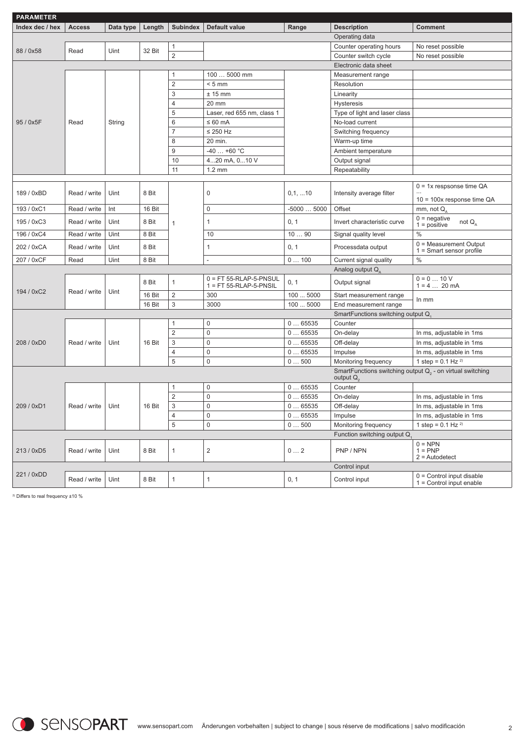**PARAMETER**

| Index dec / hex | Access | Data type | Length | Subindex | Default value | Range | Description | Comment |
|---|---|---|---|---|---|---|---|---|
| | | | | | | | Operating data | |
| 88 / 0x58 | Read | Uint | 32 Bit | 1 | | | Counter operating hours | No reset possible |
| | | | | 2 | | | Counter switch cycle | No reset possible |
| | | | | | | | Electronic data sheet | |
| 95 / 0x5F | Read | String | | 1 | 100 … 5000 mm | | Measurement range | |
| | | | | 2 | < 5 mm | | Resolution | |
| | | | | 3 | ± 15 mm | | Linearity | |
| | | | | 4 | 20 mm | | Hysteresis | |
| | | | | 5 | Laser, red 655 nm, class 1 | | Type of light and laser class | |
| | | | | 6 | ≤ 60 mA | | No-load current | |
| | | | | 7 | ≤ 250 Hz | | Switching frequency | |
| | | | | 8 | 20 min. | | Warm-up time | |
| | | | | 9 | -40 … +60 °C | | Ambient temperature | |
| | | | | 10 | 4...20 mA, 0...10 V | | Output signal | |
| | | | | 11 | 1.2 mm | | Repeatability | |
| 189 / 0xBD | Read / write | Uint | 8 Bit | 1 | 0 | 0,1, ...10 | Intensity average filter | 0 = 1x respsonse time QA ... 10 = 100x response time QA |
| 193 / 0xC1 | Read / write | Int | 16 Bit | 1 | 0 | -5000 … 5000 | Offset | mm, not $Q_A$ |
| 195 / 0xC3 | Read / write | Uint | 8 Bit | 1 | 1 | 0, 1 | Invert characteristic curve | 0 = negative 1 = positive not $Q_A$ |
| 196 / 0xC4 | Read / write | Uint | 8 Bit | 1 | 10 | 10 … 90 | Signal quality level | % |
| 202 / 0xCA | Read / write | Uint | 8 Bit | 1 | 1 | 0, 1 | Processdata output | 0 = Measurement Output 1 = Smart sensor profile |
| 207 / 0xCF | Read | Uint | 8 Bit | 1 | - | 0 … 100 | Current signal quality | % |
| | | | | | | | Analog output $Q_A$ | |
| 194 / 0xC2 | Read / write | Uint | 8 Bit | 1 | 0 = FT 55-RLAP-5-PNSUL 1 = FT 55-RLAP-5-PNSIL | 0, 1 | Output signal | 0 = 0 … 10 V 1 = 4 … 20 mA |
| | | | 16 Bit | 2 | 300 | 100 ... 5000 | Start measurement range | In mm |
| | | | 16 Bit | 3 | 3000 | 100 ... 5000 | End measurement range | In mm |
| | | | | | | | SmartFunctions switching output $Q_1$ | |
| 208 / 0xD0 | Read / write | Uint | 16 Bit | 1 | 0 | 0 … 65535 | Counter | |
| | | | | 2 | 0 | 0 … 65535 | On-delay | In ms, adjustable in 1ms |
| | | | | 3 | 0 | 0 … 65535 | Off-delay | In ms, adjustable in 1ms |
| | | | | 4 | 0 | 0 … 65535 | Impulse | In ms, adjustable in 1ms |
| | | | | 5 | 0 | 0 … 500 | Monitoring frequency | 1 step = 0.1 Hz [2)] |
| | | | | | | | SmartFunctions switching output $Q_2$ - on virtual switching output $Q_2$ | |
| 209 / 0xD1 | Read / write | Uint | 16 Bit | 1 | 0 | 0 … 65535 | Counter | |
| | | | | 2 | 0 | 0 … 65535 | On-delay | In ms, adjustable in 1ms |
| | | | | 3 | 0 | 0 … 65535 | Off-delay | In ms, adjustable in 1ms |
| | | | | 4 | 0 | 0 … 65535 | Impulse | In ms, adjustable in 1ms |
| | | | | 5 | 0 | 0 … 500 | Monitoring frequency | 1 step = 0.1 Hz [2)] |
| | | | | | | | Function switching output $Q_1$ | |
| 213 / 0xD5 | Read / write | Uint | 8 Bit | 1 | 2 | 0 … 2 | PNP / NPN | 0 = NPN 1 = PNP 2 = Autodetect |
| | | | | | | | Control input | |
| 221 / 0xDD | Read / write | Uint | 8 Bit | 1 | 1 | 0, 1 | Control input | 0 = Control input disable 1 = Control input enable |

[2)] Differs to real frequency ±10 %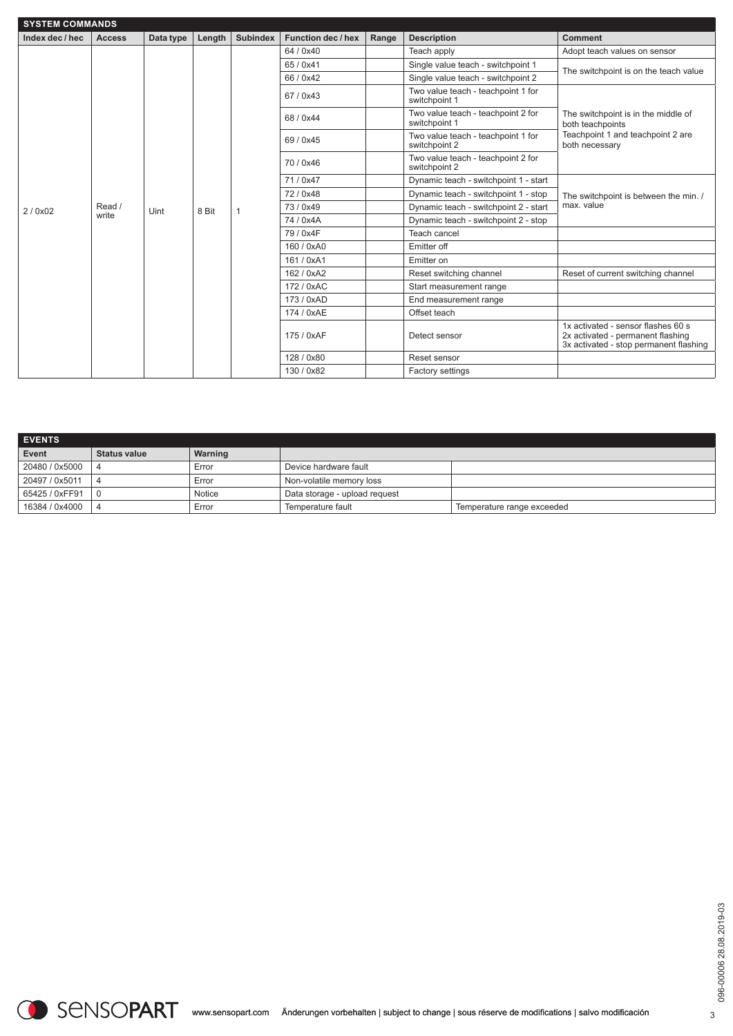## SYSTEM COMMANDS

| Index dec / hec | Access | Data type | Length | Subindex | Function dec / hex | Range | Description | Comment |
|---|---|---|---|---|---|---|---|---|
| 2 / 0x02 | Read / write | Uint | 8 Bit | 1 | 64 / 0x40 | | Teach apply | Adopt teach values on sensor |
| | | | | | 65 / 0x41 | | Single value teach - switchpoint 1 | The switchpoint is on the teach value |
| | | | | | 66 / 0x42 | | Single value teach - switchpoint 2 | |
| | | | | | 67 / 0x43 | | Two value teach - teachpoint 1 for switchpoint 1 | The switchpoint is in the middle of both teachpoints Teachpoint 1 and teachpoint 2 are both necessary |
| | | | | | 68 / 0x44 | | Two value teach - teachpoint 2 for switchpoint 1 | |
| | | | | | 69 / 0x45 | | Two value teach - teachpoint 1 for switchpoint 2 | |
| | | | | | 70 / 0x46 | | Two value teach - teachpoint 2 for switchpoint 2 | |
| | | | | | 71 / 0x47 | | Dynamic teach - switchpoint 1 - start | The switchpoint is between the min. / max. value |
| | | | | | 72 / 0x48 | | Dynamic teach - switchpoint 1 - stop | |
| | | | | | 73 / 0x49 | | Dynamic teach - switchpoint 2 - start | |
| | | | | | 74 / 0x4A | | Dynamic teach - switchpoint 2 - stop | |
| | | | | | 79 / 0x4F | | Teach cancel | |
| | | | | | 160 / 0xA0 | | Emitter off | |
| | | | | | 161 / 0xA1 | | Emitter on | |
| | | | | | 162 / 0xA2 | | Reset switching channel | Reset of current switching channel |
| | | | | | 172 / 0xAC | | Start measurement range | |
| | | | | | 173 / 0xAD | | End measurement range | |
| | | | | | 174 / 0xAE | | Offset teach | |
| | | | | | 175 / 0xAF | | Detect sensor | 1x activated - sensor flashes 60 s 2x activated - permanent flashing 3x activated - stop permanent flashing |
| | | | | | 128 / 0x80 | | Reset sensor | |
| | | | | | 130 / 0x82 | | Factory settings | |

## EVENTS

| Event | Status value | Warning | | |
|---|---|---|---|---|
| 20480 / 0x5000 | 4 | Error | Device hardware fault | |
| 20497 / 0x5011 | 4 | Error | Non-volatile memory loss | |
| 65425 / 0xFF91 | 0 | Notice | Data storage - upload request | |
| 16384 / 0x4000 | 4 | Error | Temperature fault | Temperature range exceeded |

www.sensopart.com Änderungen vorbehalten | subject to change | sous réserve de modifications | salvo modificación

096-00006 28.08.2019-03